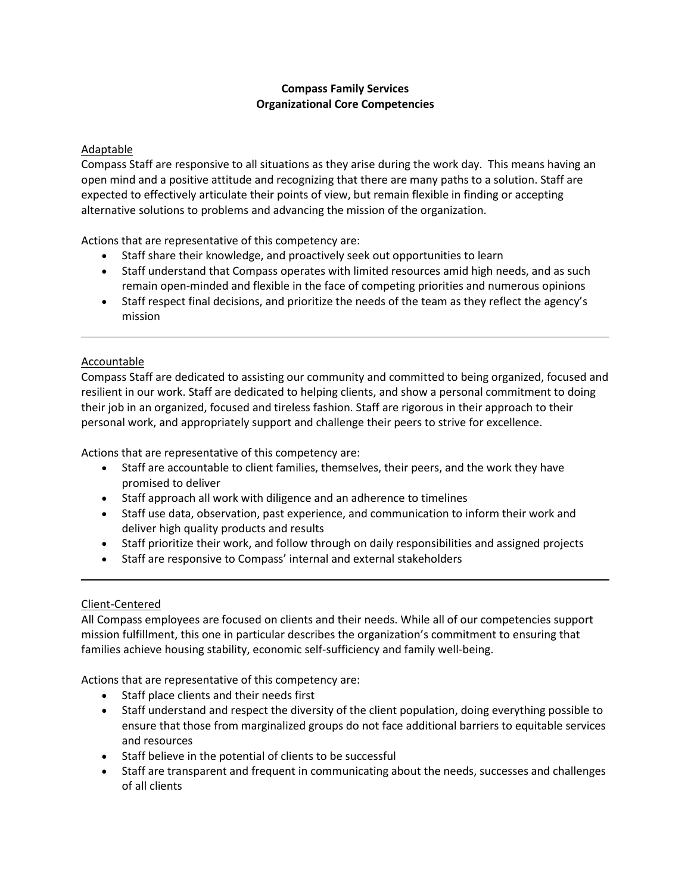# Compass Family Services
# Organizational Core Competencies

## Adaptable

Compass Staff are responsive to all situations as they arise during the work day. This means having an open mind and a positive attitude and recognizing that there are many paths to a solution. Staff are expected to effectively articulate their points of view, but remain flexible in finding or accepting alternative solutions to problems and advancing the mission of the organization.

Actions that are representative of this competency are:

- Staff share their knowledge, and proactively seek out opportunities to learn
- Staff understand that Compass operates with limited resources amid high needs, and as such remain open-minded and flexible in the face of competing priorities and numerous opinions
- Staff respect final decisions, and prioritize the needs of the team as they reflect the agency's mission

---

## Accountable

Compass Staff are dedicated to assisting our community and committed to being organized, focused and resilient in our work. Staff are dedicated to helping clients, and show a personal commitment to doing their job in an organized, focused and tireless fashion. Staff are rigorous in their approach to their personal work, and appropriately support and challenge their peers to strive for excellence.

Actions that are representative of this competency are:

- Staff are accountable to client families, themselves, their peers, and the work they have promised to deliver
- Staff approach all work with diligence and an adherence to timelines
- Staff use data, observation, past experience, and communication to inform their work and deliver high quality products and results
- Staff prioritize their work, and follow through on daily responsibilities and assigned projects
- Staff are responsive to Compass' internal and external stakeholders

---

## Client-Centered

All Compass employees are focused on clients and their needs. While all of our competencies support mission fulfillment, this one in particular describes the organization's commitment to ensuring that families achieve housing stability, economic self-sufficiency and family well-being.

Actions that are representative of this competency are:

- Staff place clients and their needs first
- Staff understand and respect the diversity of the client population, doing everything possible to ensure that those from marginalized groups do not face additional barriers to equitable services and resources
- Staff believe in the potential of clients to be successful
- Staff are transparent and frequent in communicating about the needs, successes and challenges of all clients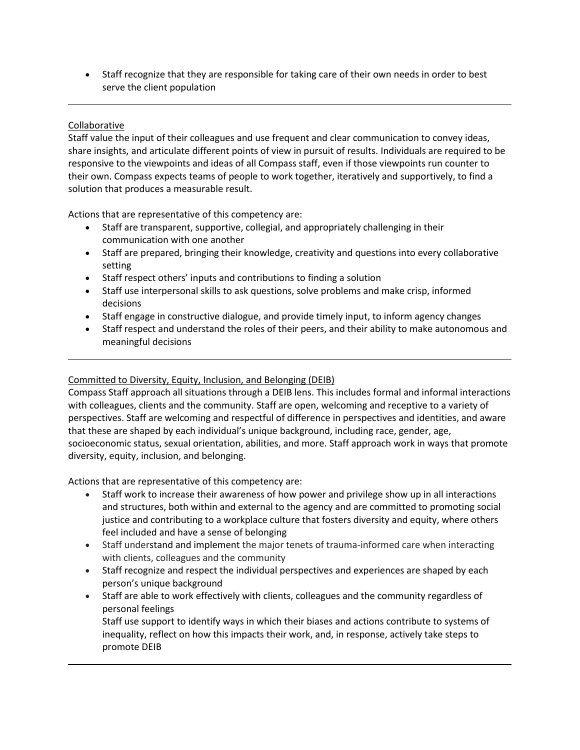- Staff recognize that they are responsible for taking care of their own needs in order to best serve the client population

---

Collaborative

Staff value the input of their colleagues and use frequent and clear communication to convey ideas, share insights, and articulate different points of view in pursuit of results. Individuals are required to be responsive to the viewpoints and ideas of all Compass staff, even if those viewpoints run counter to their own. Compass expects teams of people to work together, iteratively and supportively, to find a solution that produces a measurable result.

Actions that are representative of this competency are:

- Staff are transparent, supportive, collegial, and appropriately challenging in their communication with one another
- Staff are prepared, bringing their knowledge, creativity and questions into every collaborative setting
- Staff respect others' inputs and contributions to finding a solution
- Staff use interpersonal skills to ask questions, solve problems and make crisp, informed decisions
- Staff engage in constructive dialogue, and provide timely input, to inform agency changes
- Staff respect and understand the roles of their peers, and their ability to make autonomous and meaningful decisions

---

Committed to Diversity, Equity, Inclusion, and Belonging (DEIB)

Compass Staff approach all situations through a DEIB lens. This includes formal and informal interactions with colleagues, clients and the community. Staff are open, welcoming and receptive to a variety of perspectives. Staff are welcoming and respectful of difference in perspectives and identities, and aware that these are shaped by each individual's unique background, including race, gender, age, socioeconomic status, sexual orientation, abilities, and more. Staff approach work in ways that promote diversity, equity, inclusion, and belonging.

Actions that are representative of this competency are:

- Staff work to increase their awareness of how power and privilege show up in all interactions and structures, both within and external to the agency and are committed to promoting social justice and contributing to a workplace culture that fosters diversity and equity, where others feel included and have a sense of belonging
- Staff understand and implement the major tenets of trauma-informed care when interacting with clients, colleagues and the community
- Staff recognize and respect the individual perspectives and experiences are shaped by each person's unique background
- Staff are able to work effectively with clients, colleagues and the community regardless of personal feelings
  Staff use support to identify ways in which their biases and actions contribute to systems of inequality, reflect on how this impacts their work, and, in response, actively take steps to promote DEIB

---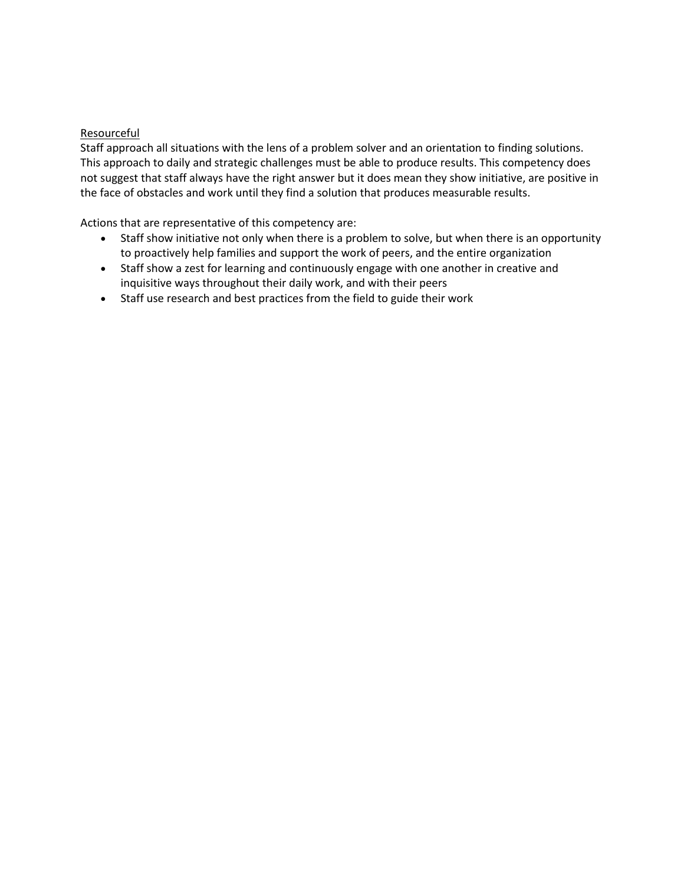Resourceful

Staff approach all situations with the lens of a problem solver and an orientation to finding solutions. This approach to daily and strategic challenges must be able to produce results. This competency does not suggest that staff always have the right answer but it does mean they show initiative, are positive in the face of obstacles and work until they find a solution that produces measurable results.

Actions that are representative of this competency are:

- Staff show initiative not only when there is a problem to solve, but when there is an opportunity to proactively help families and support the work of peers, and the entire organization
- Staff show a zest for learning and continuously engage with one another in creative and inquisitive ways throughout their daily work, and with their peers
- Staff use research and best practices from the field to guide their work